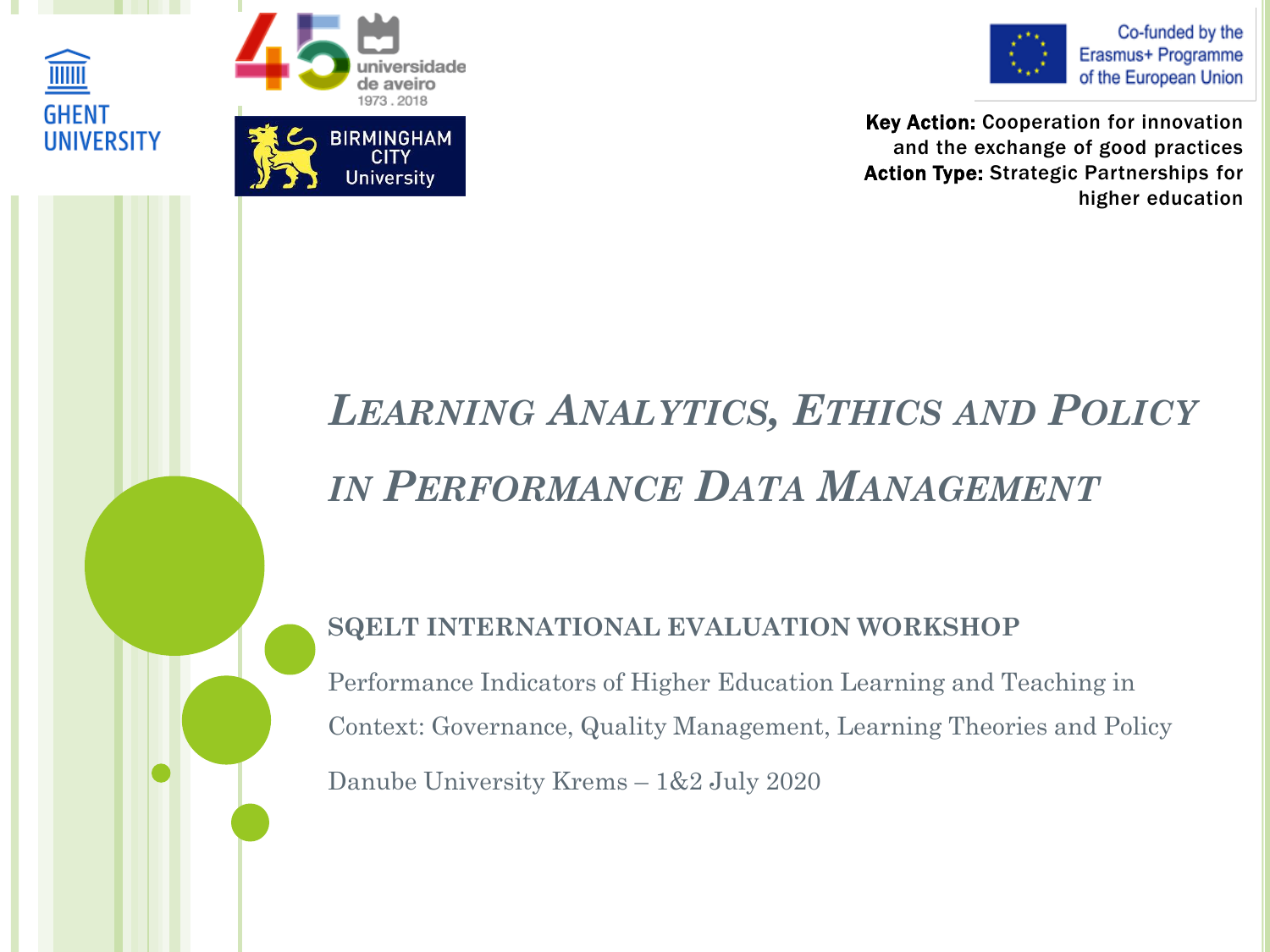GHENT UNIVERSITY

universidade de aveiro 1973 . 2018

BIRMINGHAM CITY University

Co-funded by the Erasmus+ Programme of the European Union

**Key Action:** Cooperation for innovation and the exchange of good practices
**Action Type:** Strategic Partnerships for higher education

# *Learning Analytics, Ethics and Policy in Performance Data Management*

## SQELT INTERNATIONAL EVALUATION WORKSHOP

Performance Indicators of Higher Education Learning and Teaching in Context: Governance, Quality Management, Learning Theories and Policy

Danube University Krems – 1&2 July 2020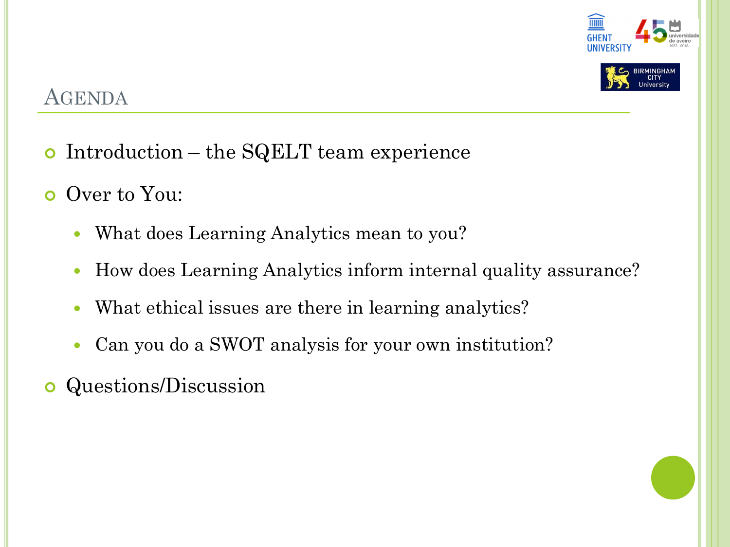# Agenda

- Introduction – the SQELT team experience
- Over to You:
  - What does Learning Analytics mean to you?
  - How does Learning Analytics inform internal quality assurance?
  - What ethical issues are there in learning analytics?
  - Can you do a SWOT analysis for your own institution?
- Questions/Discussion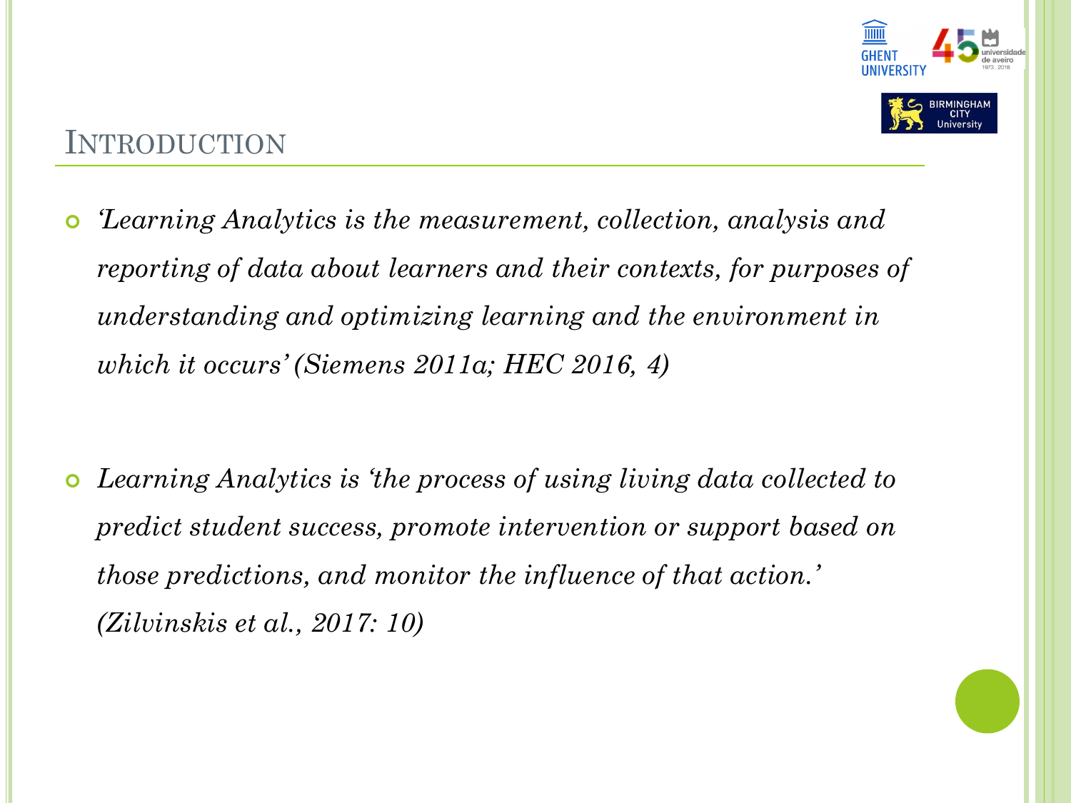## Introduction

- *'Learning Analytics is the measurement, collection, analysis and reporting of data about learners and their contexts, for purposes of understanding and optimizing learning and the environment in which it occurs' (Siemens 2011a; HEC 2016, 4)*

- *Learning Analytics is 'the process of using living data collected to predict student success, promote intervention or support based on those predictions, and monitor the influence of that action.' (Zilvinskis et al., 2017: 10)*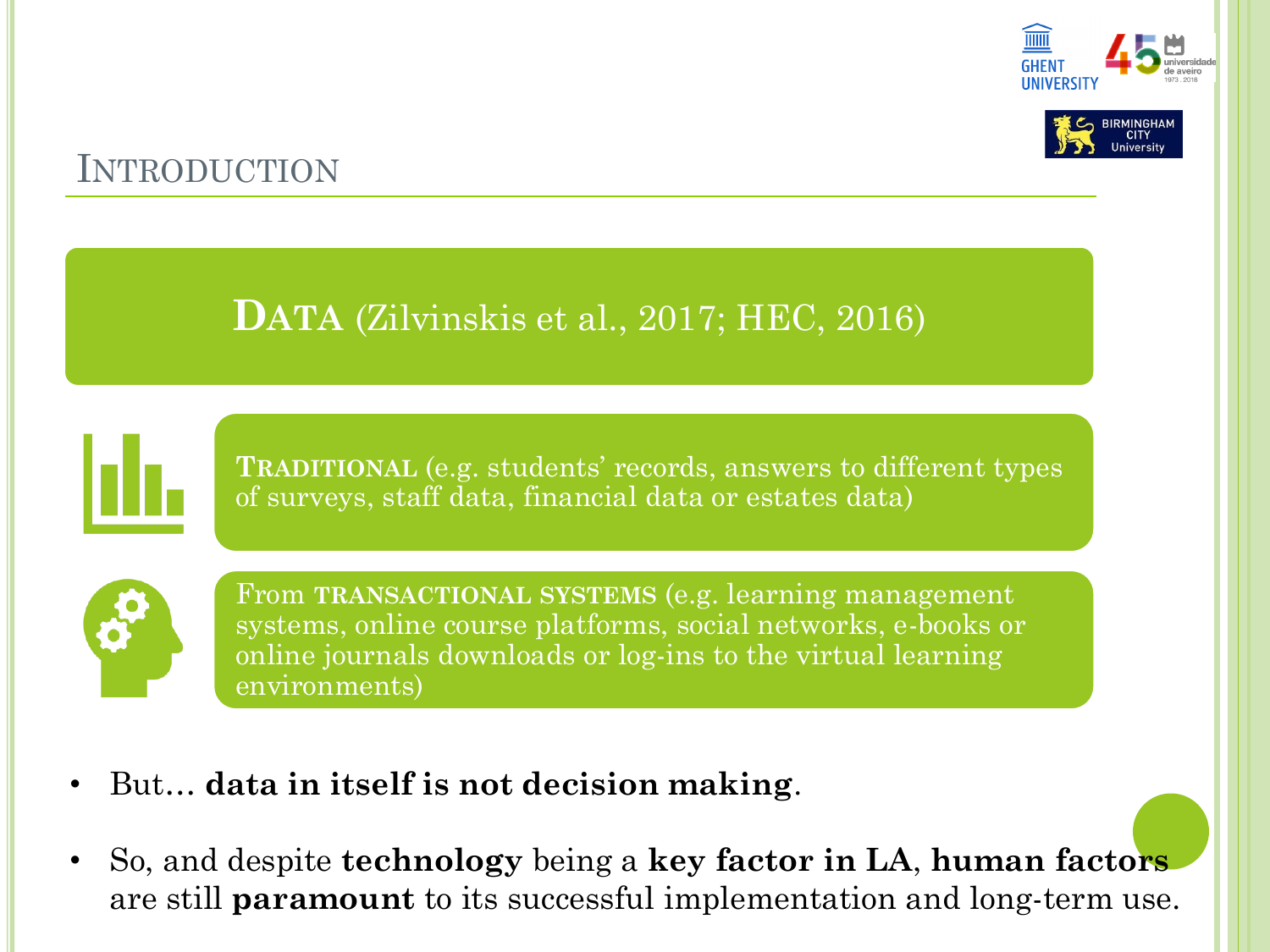## Introduction

**Data** (Zilvinskis et al., 2017; HEC, 2016)

**Traditional** (e.g. students' records, answers to different types of surveys, staff data, financial data or estates data)

From **transactional systems** (e.g. learning management systems, online course platforms, social networks, e-books or online journals downloads or log-ins to the virtual learning environments)

- But… **data in itself is not decision making**.
- So, and despite **technology** being a **key factor in LA**, **human factors** are still **paramount** to its successful implementation and long-term use.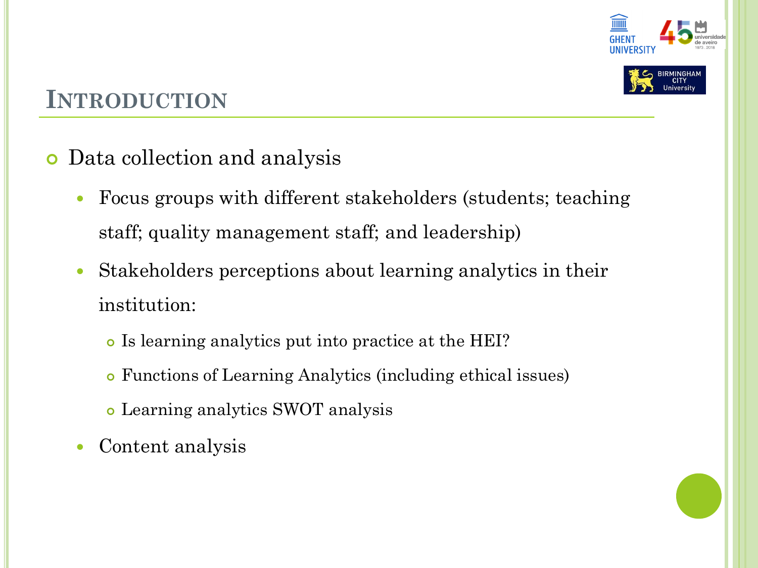# Introduction

- Data collection and analysis
  - Focus groups with different stakeholders (students; teaching staff; quality management staff; and leadership)
  - Stakeholders perceptions about learning analytics in their institution:
    - Is learning analytics put into practice at the HEI?
    - Functions of Learning Analytics (including ethical issues)
    - Learning analytics SWOT analysis
  - Content analysis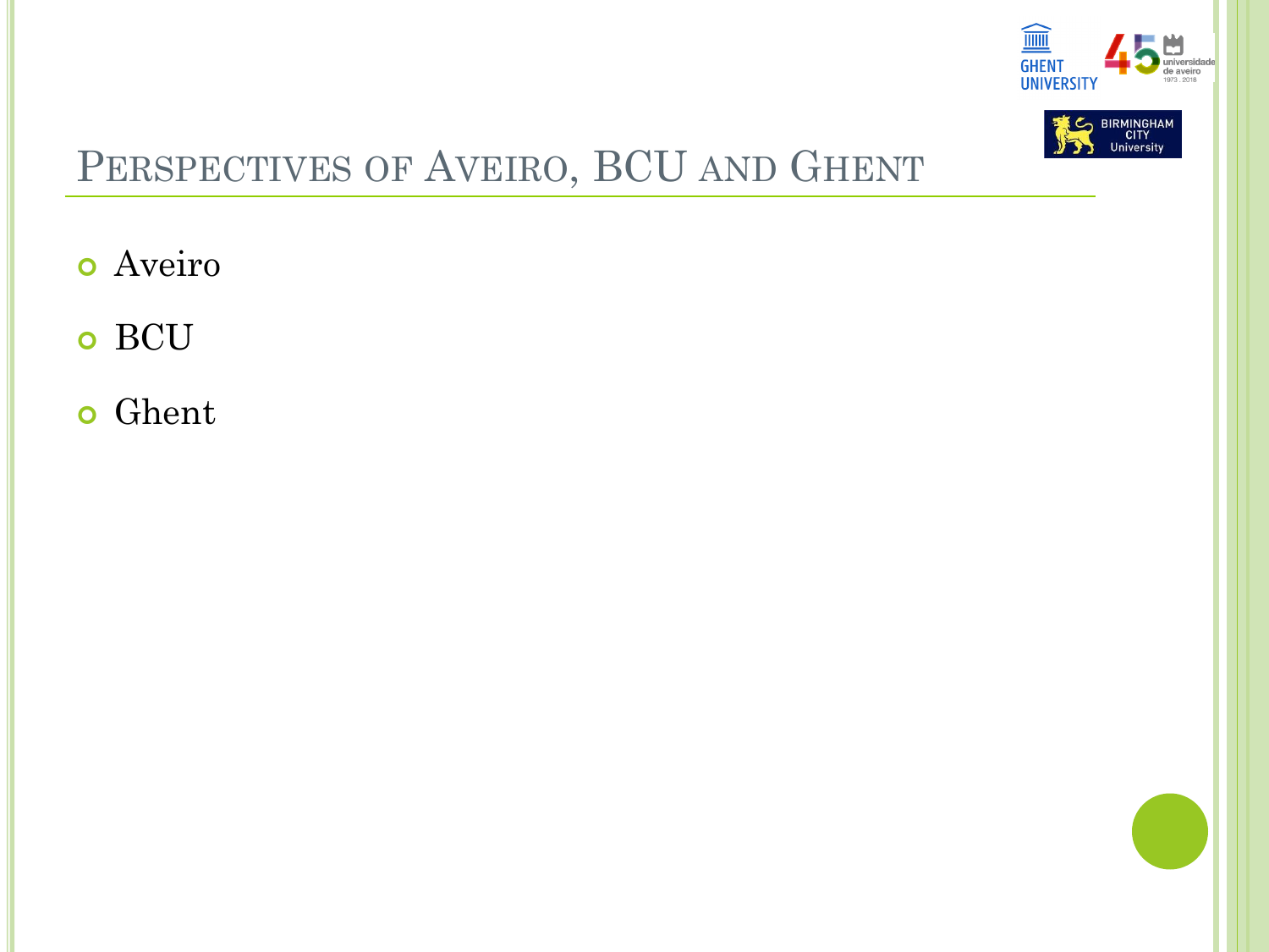# Perspectives of Aveiro, BCU and Ghent

- Aveiro
- BCU
- Ghent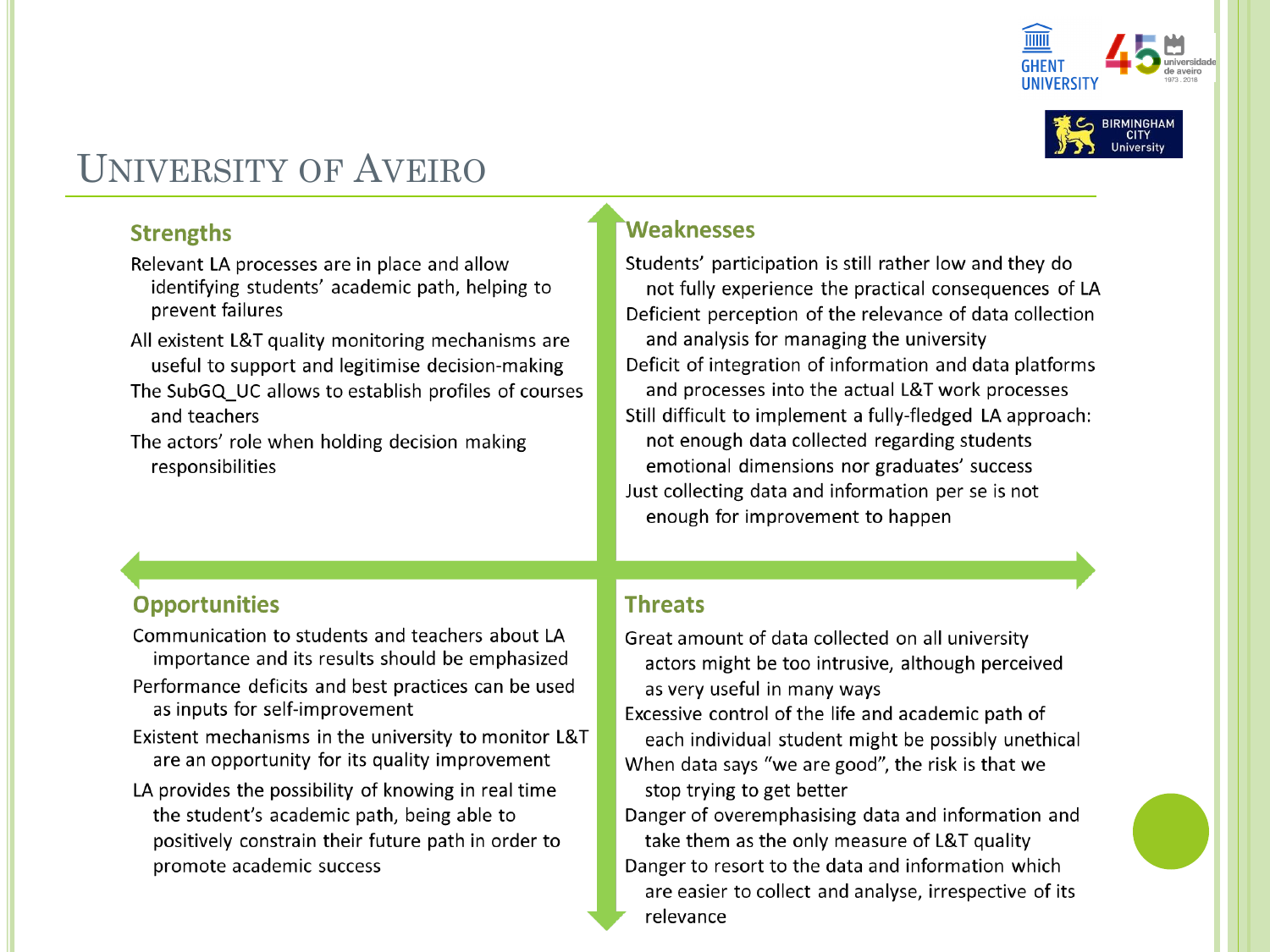# University of Aveiro

## Strengths

Relevant LA processes are in place and allow identifying students' academic path, helping to prevent failures

All existent L&T quality monitoring mechanisms are useful to support and legitimise decision-making

The SubGQ_UC allows to establish profiles of courses and teachers

The actors' role when holding decision making responsibilities

## Weaknesses

Students' participation is still rather low and they do not fully experience the practical consequences of LA

Deficient perception of the relevance of data collection and analysis for managing the university

Deficit of integration of information and data platforms and processes into the actual L&T work processes

Still difficult to implement a fully-fledged LA approach: not enough data collected regarding students emotional dimensions nor graduates' success

Just collecting data and information per se is not enough for improvement to happen

## Opportunities

Communication to students and teachers about LA importance and its results should be emphasized

Performance deficits and best practices can be used as inputs for self-improvement

Existent mechanisms in the university to monitor L&T are an opportunity for its quality improvement

LA provides the possibility of knowing in real time the student's academic path, being able to positively constrain their future path in order to promote academic success

## Threats

Great amount of data collected on all university actors might be too intrusive, although perceived as very useful in many ways

Excessive control of the life and academic path of each individual student might be possibly unethical

When data says "we are good", the risk is that we stop trying to get better

Danger of overemphasising data and information and take them as the only measure of L&T quality

Danger to resort to the data and information which are easier to collect and analyse, irrespective of its relevance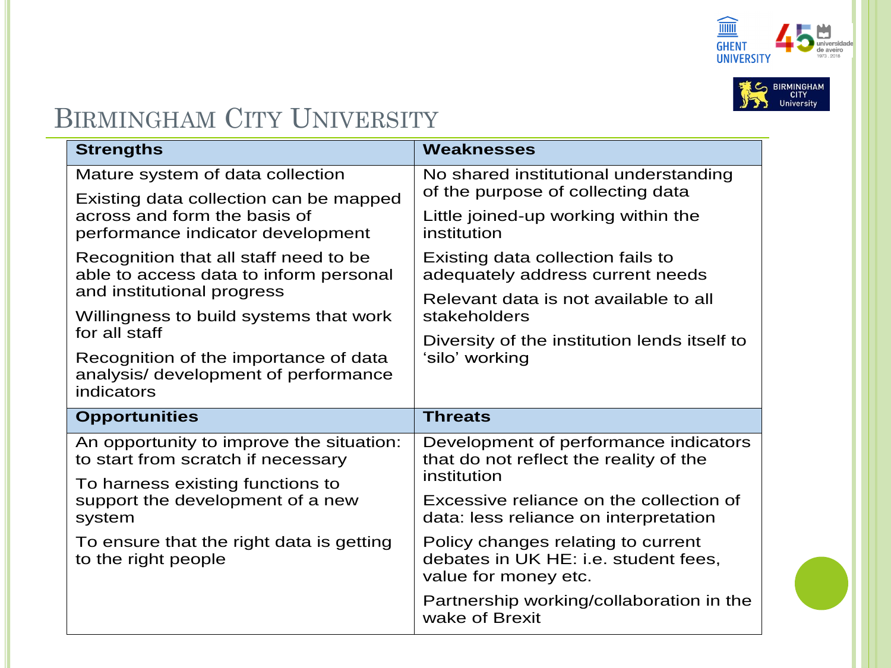# Birmingham City University

| Strengths | Weaknesses |
| --- | --- |
| Mature system of data collection<br><br>Existing data collection can be mapped across and form the basis of performance indicator development<br><br>Recognition that all staff need to be able to access data to inform personal and institutional progress<br><br>Willingness to build systems that work for all staff<br><br>Recognition of the importance of data analysis/ development of performance indicators | No shared institutional understanding of the purpose of collecting data<br><br>Little joined-up working within the institution<br><br>Existing data collection fails to adequately address current needs<br><br>Relevant data is not available to all stakeholders<br><br>Diversity of the institution lends itself to 'silo' working |
| **Opportunities** | **Threats** |
| An opportunity to improve the situation: to start from scratch if necessary<br><br>To harness existing functions to support the development of a new system<br><br>To ensure that the right data is getting to the right people | Development of performance indicators that do not reflect the reality of the institution<br><br>Excessive reliance on the collection of data: less reliance on interpretation<br><br>Policy changes relating to current debates in UK HE: i.e. student fees, value for money etc.<br><br>Partnership working/collaboration in the wake of Brexit |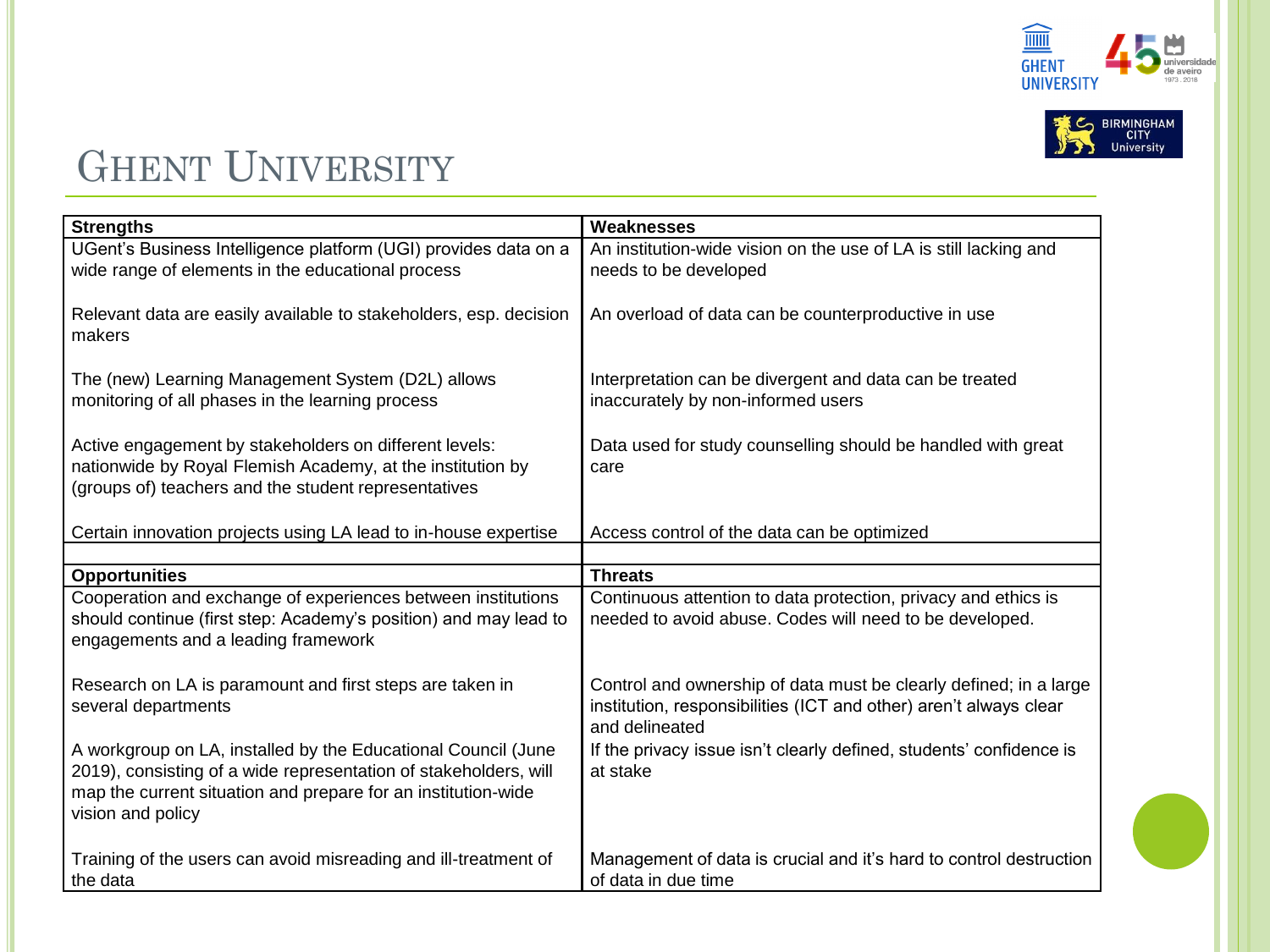# Ghent University

| Strengths | Weaknesses |
| --- | --- |
| UGent's Business Intelligence platform (UGI) provides data on a wide range of elements in the educational process | An institution-wide vision on the use of LA is still lacking and needs to be developed |
| Relevant data are easily available to stakeholders, esp. decision makers | An overload of data can be counterproductive in use |
| The (new) Learning Management System (D2L) allows monitoring of all phases in the learning process | Interpretation can be divergent and data can be treated inaccurately by non-informed users |
| Active engagement by stakeholders on different levels: nationwide by Royal Flemish Academy, at the institution by (groups of) teachers and the student representatives | Data used for study counselling should be handled with great care |
| Certain innovation projects using LA lead to in-house expertise | Access control of the data can be optimized |
| | |
| **Opportunities** | **Threats** |
| Cooperation and exchange of experiences between institutions should continue (first step: Academy's position) and may lead to engagements and a leading framework | Continuous attention to data protection, privacy and ethics is needed to avoid abuse. Codes will need to be developed. |
| Research on LA is paramount and first steps are taken in several departments | Control and ownership of data must be clearly defined; in a large institution, responsibilities (ICT and other) aren't always clear and delineated |
| A workgroup on LA, installed by the Educational Council (June 2019), consisting of a wide representation of stakeholders, will map the current situation and prepare for an institution-wide vision and policy | If the privacy issue isn't clearly defined, students' confidence is at stake |
| Training of the users can avoid misreading and ill-treatment of the data | Management of data is crucial and it's hard to control destruction of data in due time |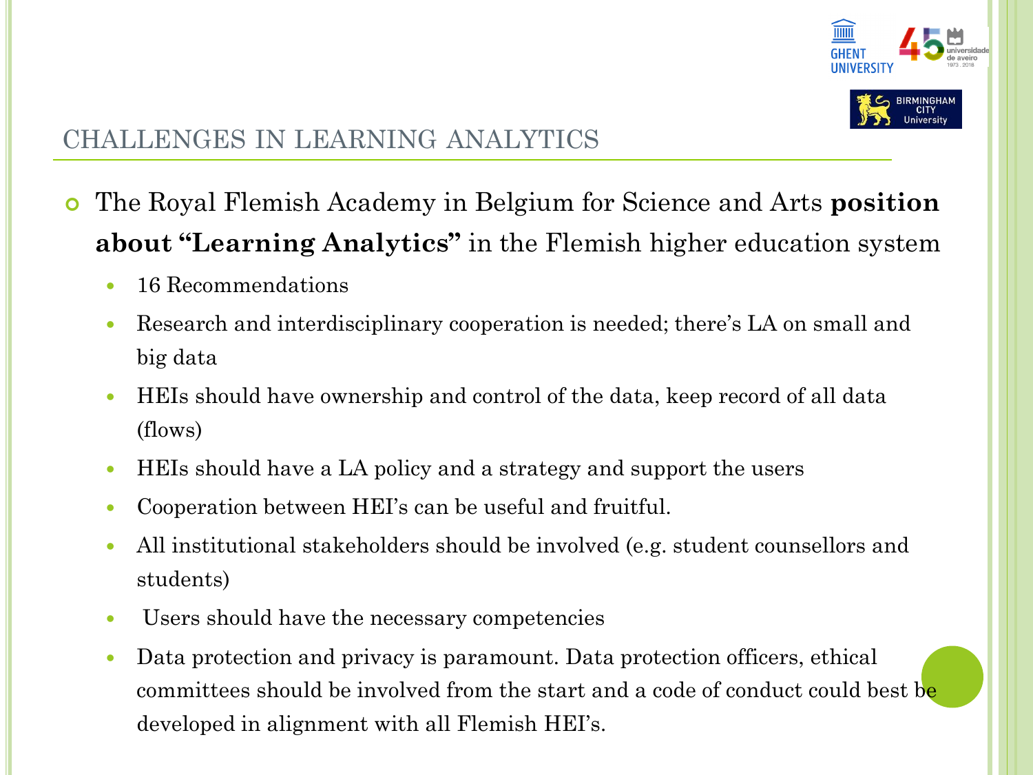## CHALLENGES IN LEARNING ANALYTICS

- The Royal Flemish Academy in Belgium for Science and Arts **position about "Learning Analytics"** in the Flemish higher education system
  - 16 Recommendations
  - Research and interdisciplinary cooperation is needed; there's LA on small and big data
  - HEIs should have ownership and control of the data, keep record of all data (flows)
  - HEIs should have a LA policy and a strategy and support the users
  - Cooperation between HEI's can be useful and fruitful.
  - All institutional stakeholders should be involved (e.g. student counsellors and students)
  - Users should have the necessary competencies
  - Data protection and privacy is paramount. Data protection officers, ethical committees should be involved from the start and a code of conduct could best be developed in alignment with all Flemish HEI's.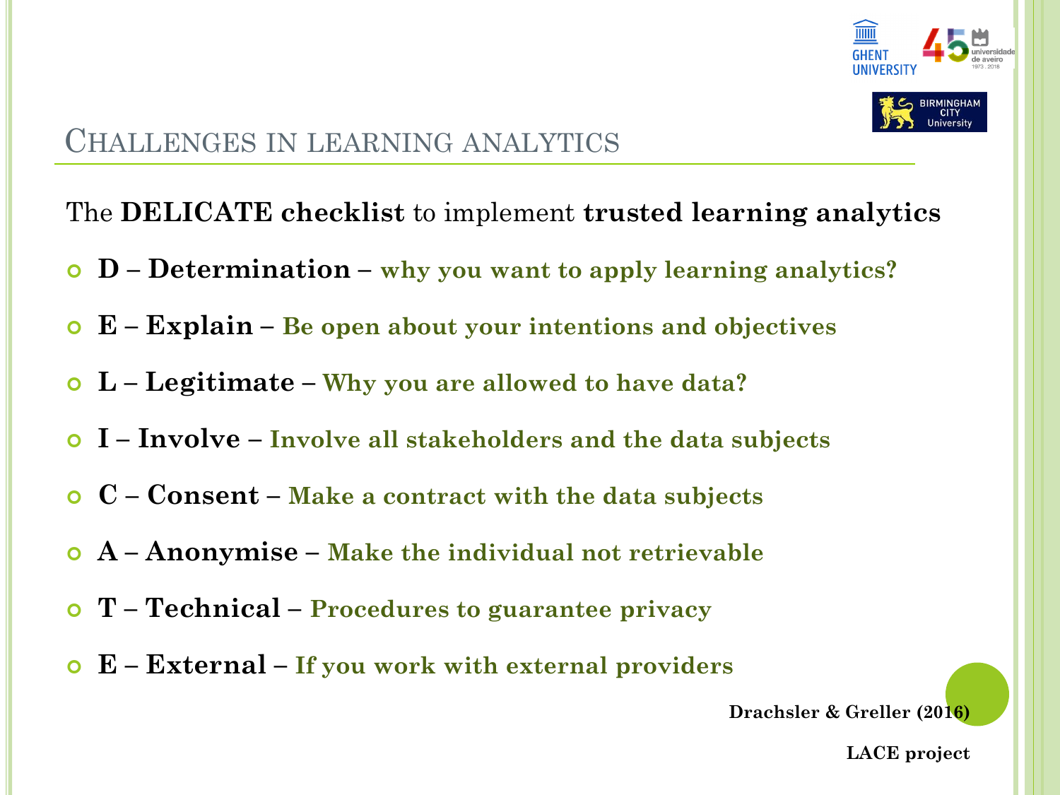# Challenges in learning analytics

The **DELICATE checklist** to implement **trusted learning analytics**

- **D – Determination – why you want to apply learning analytics?**
- **E – Explain – Be open about your intentions and objectives**
- **L – Legitimate – Why you are allowed to have data?**
- **I – Involve – Involve all stakeholders and the data subjects**
- **C – Consent – Make a contract with the data subjects**
- **A – Anonymise – Make the individual not retrievable**
- **T – Technical – Procedures to guarantee privacy**
- **E – External – If you work with external providers**

**Drachsler & Greller (2016)**

**LACE project**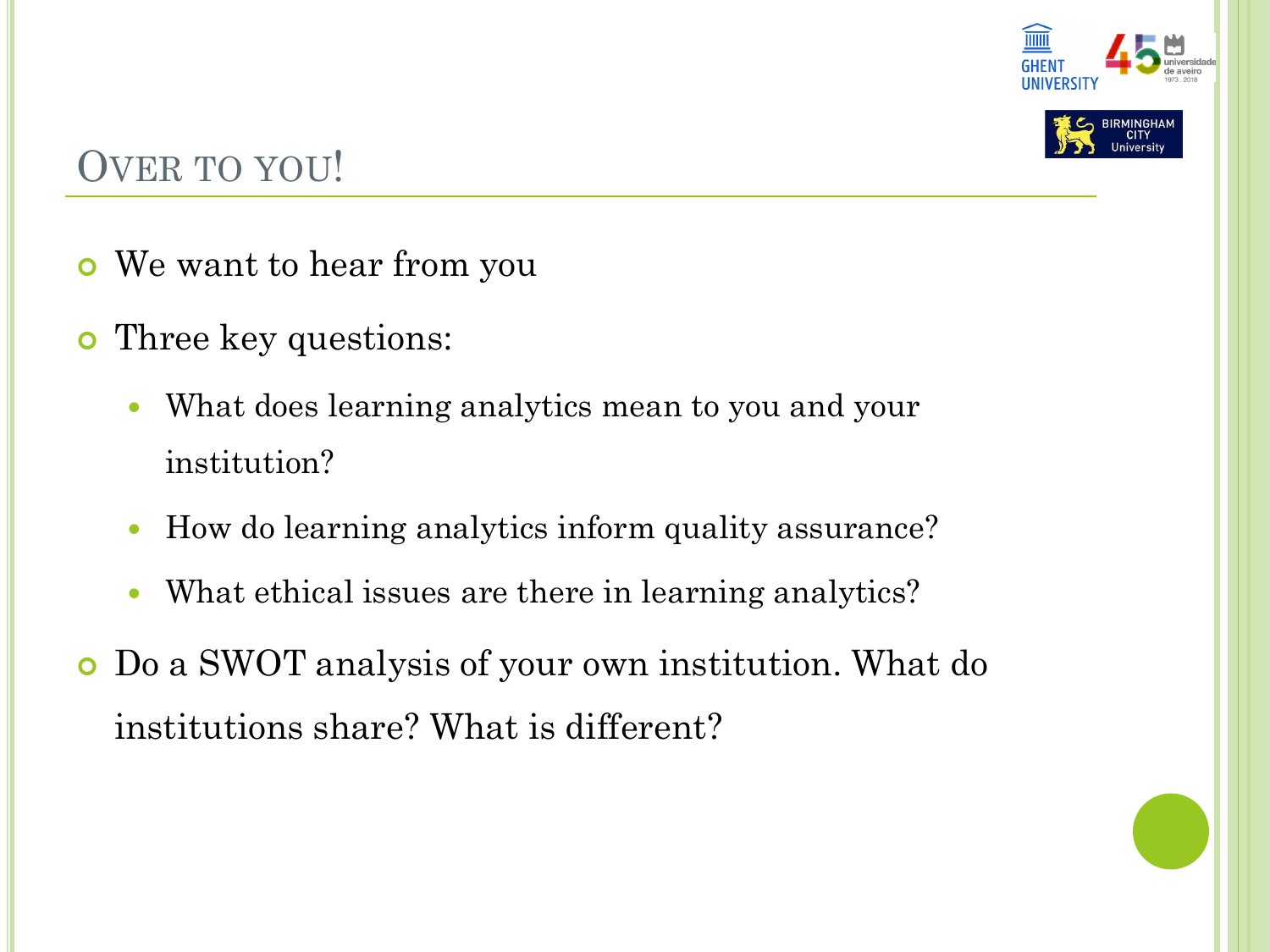## Over to you!

- We want to hear from you
- Three key questions:
  - What does learning analytics mean to you and your institution?
  - How do learning analytics inform quality assurance?
  - What ethical issues are there in learning analytics?
- Do a SWOT analysis of your own institution. What do institutions share? What is different?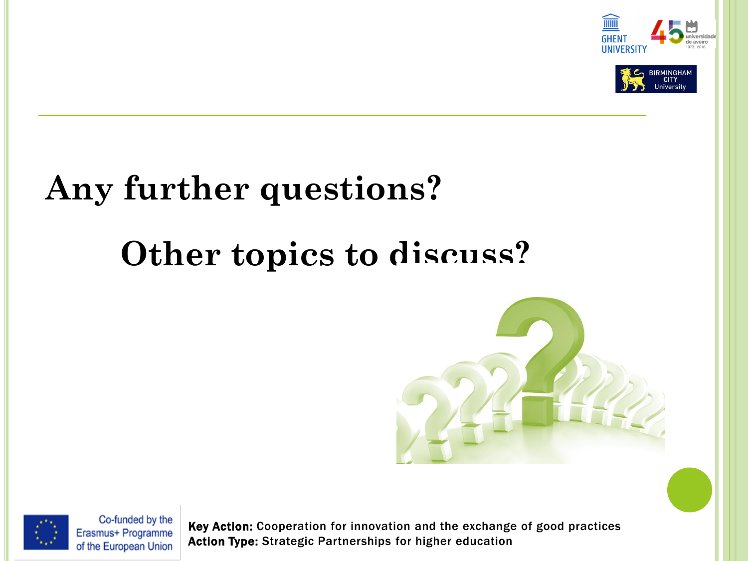# Any further questions?

## Other topics to discuss?

Co-funded by the Erasmus+ Programme of the European Union

**Key Action:** Cooperation for innovation and the exchange of good practices
**Action Type:** Strategic Partnerships for higher education